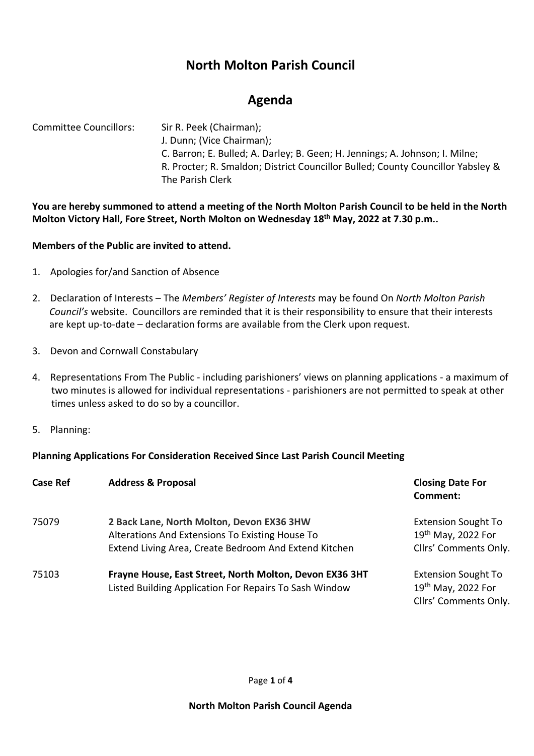# North Molton Parish Council

## Agenda

Committee Councillors: Sir R. Peek (Chairman);
J. Dunn; (Vice Chairman);
C. Barron; E. Bulled; A. Darley; B. Geen; H. Jennings; A. Johnson; I. Milne;
R. Procter; R. Smaldon; District Councillor Bulled; County Councillor Yabsley &
The Parish Clerk

**You are hereby summoned to attend a meeting of the North Molton Parish Council to be held in the North Molton Victory Hall, Fore Street, North Molton on Wednesday 18th May, 2022 at 7.30 p.m..**

**Members of the Public are invited to attend.**

1. Apologies for/and Sanction of Absence

2. Declaration of Interests – The *Members' Register of Interests* may be found On *North Molton Parish Council's* website. Councillors are reminded that it is their responsibility to ensure that their interests are kept up-to-date – declaration forms are available from the Clerk upon request.

3. Devon and Cornwall Constabulary

4. Representations From The Public - including parishioners' views on planning applications - a maximum of two minutes is allowed for individual representations - parishioners are not permitted to speak at other times unless asked to do so by a councillor.

5. Planning:

**Planning Applications For Consideration Received Since Last Parish Council Meeting**

| **Case Ref** | **Address & Proposal** | **Closing Date For Comment:** |
|---|---|---|
| 75079 | **2 Back Lane, North Molton, Devon EX36 3HW** Alterations And Extensions To Existing House To Extend Living Area, Create Bedroom And Extend Kitchen | Extension Sought To 19th May, 2022 For Cllrs' Comments Only. |
| 75103 | **Frayne House, East Street, North Molton, Devon EX36 3HT** Listed Building Application For Repairs To Sash Window | Extension Sought To 19th May, 2022 For Cllrs' Comments Only. |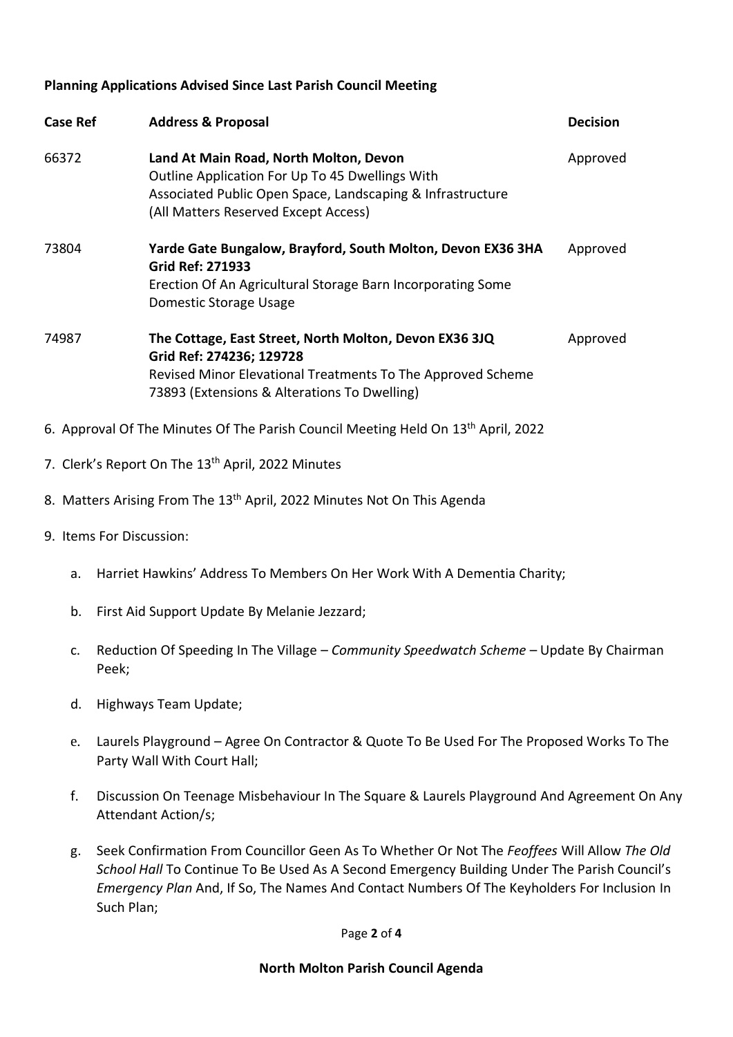**Planning Applications Advised Since Last Parish Council Meeting**

| **Case Ref** | **Address & Proposal** | **Decision** |
|---|---|---|
| 66372 | **Land At Main Road, North Molton, Devon**<br>Outline Application For Up To 45 Dwellings With Associated Public Open Space, Landscaping & Infrastructure (All Matters Reserved Except Access) | Approved |
| 73804 | **Yarde Gate Bungalow, Brayford, South Molton, Devon EX36 3HA**<br>**Grid Ref: 271933**<br>Erection Of An Agricultural Storage Barn Incorporating Some Domestic Storage Usage | Approved |
| 74987 | **The Cottage, East Street, North Molton, Devon EX36 3JQ**<br>**Grid Ref: 274236; 129728**<br>Revised Minor Elevational Treatments To The Approved Scheme 73893 (Extensions & Alterations To Dwelling) | Approved |

6. Approval Of The Minutes Of The Parish Council Meeting Held On 13th April, 2022

7. Clerk's Report On The 13th April, 2022 Minutes

8. Matters Arising From The 13th April, 2022 Minutes Not On This Agenda

9. Items For Discussion:

   a. Harriet Hawkins' Address To Members On Her Work With A Dementia Charity;

   b. First Aid Support Update By Melanie Jezzard;

   c. Reduction Of Speeding In The Village – *Community Speedwatch Scheme* – Update By Chairman Peek;

   d. Highways Team Update;

   e. Laurels Playground – Agree On Contractor & Quote To Be Used For The Proposed Works To The Party Wall With Court Hall;

   f. Discussion On Teenage Misbehaviour In The Square & Laurels Playground And Agreement On Any Attendant Action/s;

   g. Seek Confirmation From Councillor Geen As To Whether Or Not The *Feoffees* Will Allow *The Old School Hall* To Continue To Be Used As A Second Emergency Building Under The Parish Council's *Emergency Plan* And, If So, The Names And Contact Numbers Of The Keyholders For Inclusion In Such Plan;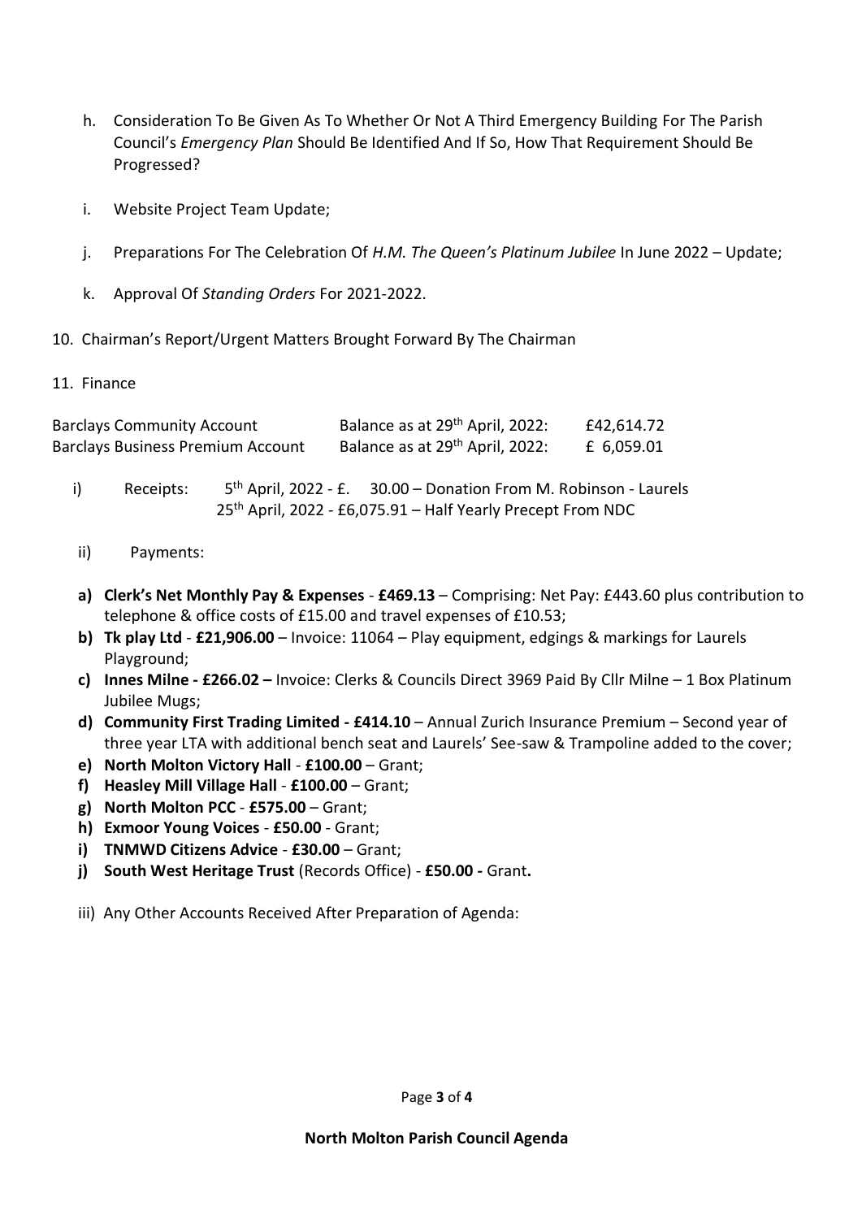h. Consideration To Be Given As To Whether Or Not A Third Emergency Building For The Parish Council's *Emergency Plan* Should Be Identified And If So, How That Requirement Should Be Progressed?

i. Website Project Team Update;

j. Preparations For The Celebration Of *H.M. The Queen's Platinum Jubilee* In June 2022 – Update;

k. Approval Of *Standing Orders* For 2021-2022.

10. Chairman's Report/Urgent Matters Brought Forward By The Chairman

11. Finance

| | | |
|---|---|---|
| Barclays Community Account | Balance as at 29th April, 2022: | £42,614.72 |
| Barclays Business Premium Account | Balance as at 29th April, 2022: | £ 6,059.01 |

i) Receipts: 5th April, 2022 - £. 30.00 – Donation From M. Robinson - Laurels
25th April, 2022 - £6,075.91 – Half Yearly Precept From NDC

ii) Payments:

**a) Clerk's Net Monthly Pay & Expenses** - **£469.13** – Comprising: Net Pay: £443.60 plus contribution to telephone & office costs of £15.00 and travel expenses of £10.53;

**b) Tk play Ltd** - **£21,906.00** – Invoice: 11064 – Play equipment, edgings & markings for Laurels Playground;

**c) Innes Milne - £266.02 –** Invoice: Clerks & Councils Direct 3969 Paid By Cllr Milne – 1 Box Platinum Jubilee Mugs;

**d) Community First Trading Limited - £414.10** – Annual Zurich Insurance Premium – Second year of three year LTA with additional bench seat and Laurels' See-saw & Trampoline added to the cover;

**e) North Molton Victory Hall** - **£100.00** – Grant;

**f) Heasley Mill Village Hall** - **£100.00** – Grant;

**g) North Molton PCC** - **£575.00** – Grant;

**h) Exmoor Young Voices** - **£50.00** - Grant;

**i) TNMWD Citizens Advice** - **£30.00** – Grant;

**j) South West Heritage Trust** (Records Office) - **£50.00 -** Grant**.**

iii) Any Other Accounts Received After Preparation of Agenda:

**North Molton Parish Council Agenda**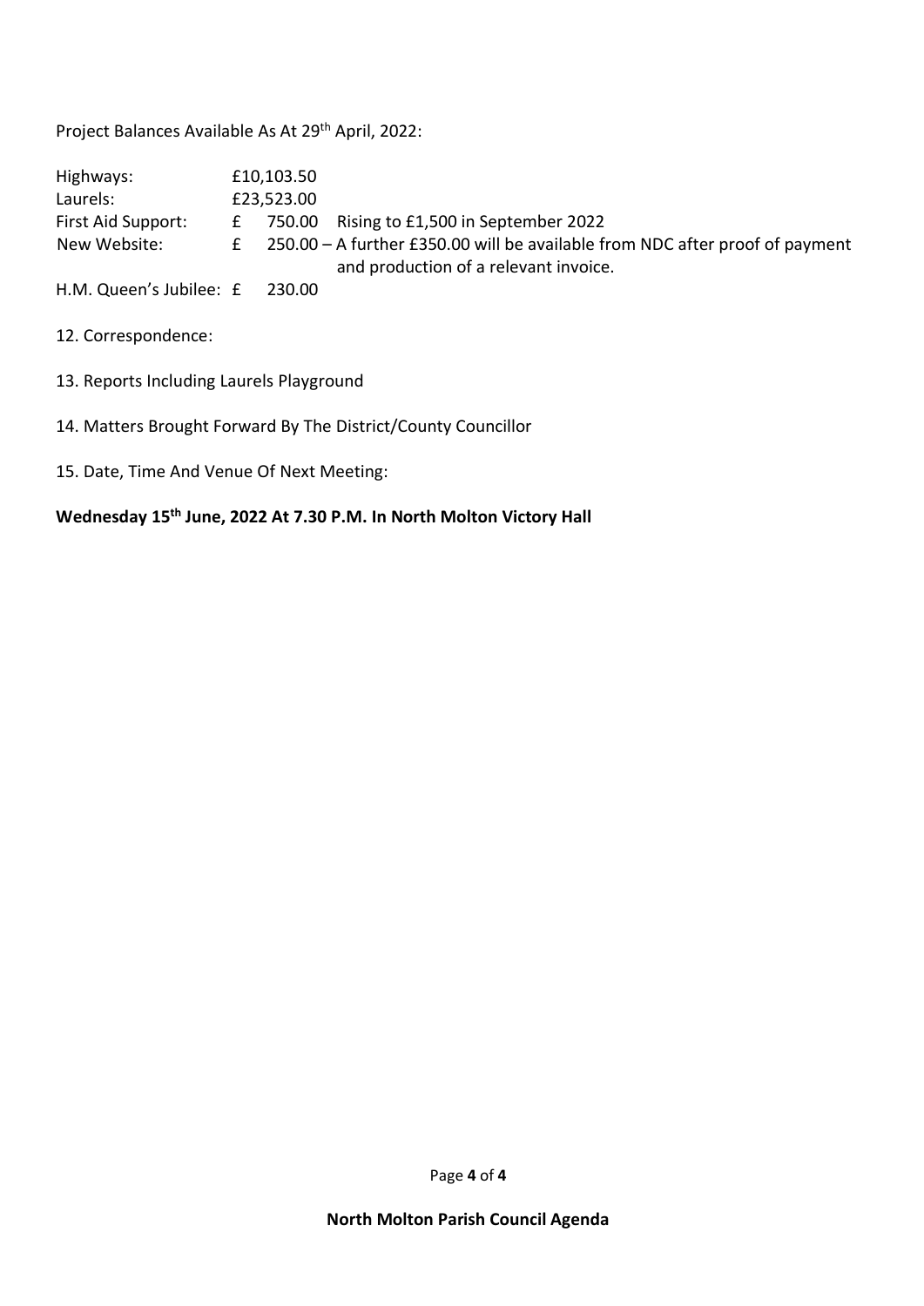Project Balances Available As At 29th April, 2022:

| | | |
|---|---|---|
| Highways: | £10,103.50 | |
| Laurels: | £23,523.00 | |
| First Aid Support: | £ 750.00 | Rising to £1,500 in September 2022 |
| New Website: | £ 250.00 | – A further £350.00 will be available from NDC after proof of payment and production of a relevant invoice. |
| H.M. Queen's Jubilee: | £ 230.00 | |

12. Correspondence:

13. Reports Including Laurels Playground

14. Matters Brought Forward By The District/County Councillor

15. Date, Time And Venue Of Next Meeting:

**Wednesday 15th June, 2022 At 7.30 P.M. In North Molton Victory Hall**